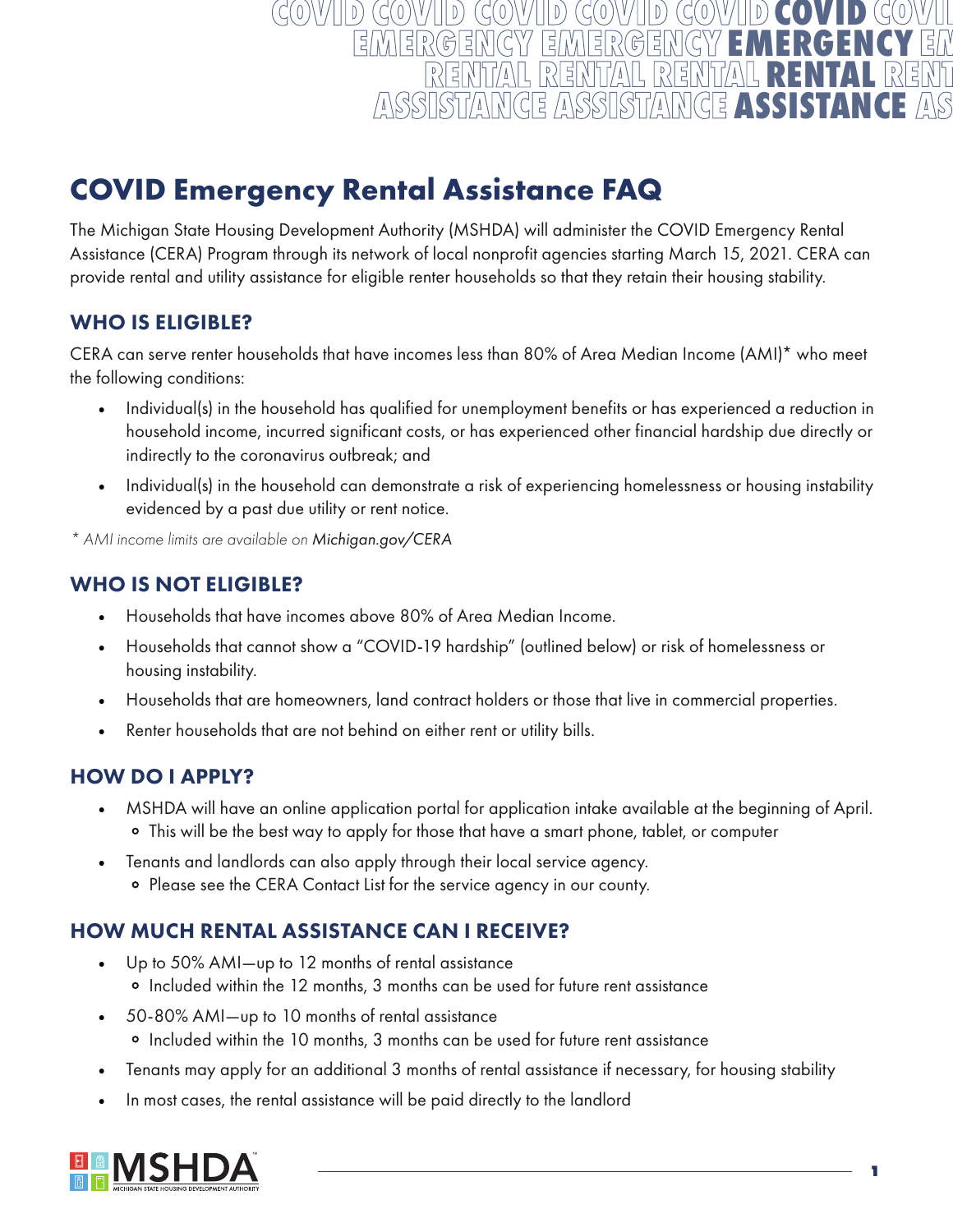# COVID Emergency Rental Assistance FAQ

The Michigan State Housing Development Authority (MSHDA) will administer the COVID Emergency Rental Assistance (CERA) Program through its network of local nonprofit agencies starting March 15, 2021. CERA can provide rental and utility assistance for eligible renter households so that they retain their housing stability.

## WHO IS ELIGIBLE?

CERA can serve renter households that have incomes less than 80% of Area Median Income (AMI)* who meet the following conditions:

- Individual(s) in the household has qualified for unemployment benefits or has experienced a reduction in household income, incurred significant costs, or has experienced other financial hardship due directly or indirectly to the coronavirus outbreak; and
- Individual(s) in the household can demonstrate a risk of experiencing homelessness or housing instability evidenced by a past due utility or rent notice.

*\* AMI income limits are available on* Michigan.gov/CERA

## WHO IS NOT ELIGIBLE?

- Households that have incomes above 80% of Area Median Income.
- Households that cannot show a "COVID-19 hardship" (outlined below) or risk of homelessness or housing instability.
- Households that are homeowners, land contract holders or those that live in commercial properties.
- Renter households that are not behind on either rent or utility bills.

## HOW DO I APPLY?

- MSHDA will have an online application portal for application intake available at the beginning of April.
  - This will be the best way to apply for those that have a smart phone, tablet, or computer
- Tenants and landlords can also apply through their local service agency.
  - Please see the CERA Contact List for the service agency in our county.

## HOW MUCH RENTAL ASSISTANCE CAN I RECEIVE?

- Up to 50% AMI—up to 12 months of rental assistance
  - Included within the 12 months, 3 months can be used for future rent assistance
- 50-80% AMI—up to 10 months of rental assistance
  - Included within the 10 months, 3 months can be used for future rent assistance
- Tenants may apply for an additional 3 months of rental assistance if necessary, for housing stability
- In most cases, the rental assistance will be paid directly to the landlord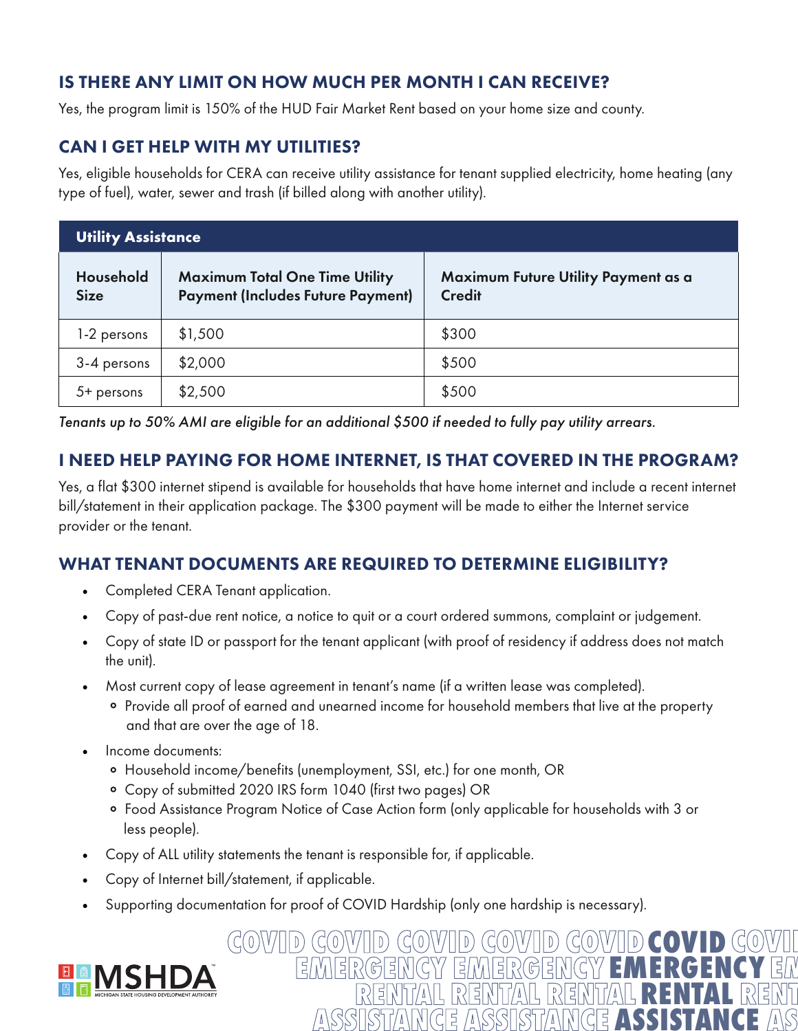## IS THERE ANY LIMIT ON HOW MUCH PER MONTH I CAN RECEIVE?

Yes, the program limit is 150% of the HUD Fair Market Rent based on your home size and county.

## CAN I GET HELP WITH MY UTILITIES?

Yes, eligible households for CERA can receive utility assistance for tenant supplied electricity, home heating (any type of fuel), water, sewer and trash (if billed along with another utility).

| Utility Assistance | | |
|---|---|---|
| **Household Size** | **Maximum Total One Time Utility Payment (Includes Future Payment)** | **Maximum Future Utility Payment as a Credit** |
| 1-2 persons | $1,500 | $300 |
| 3-4 persons | $2,000 | $500 |
| 5+ persons | $2,500 | $500 |

*Tenants up to 50% AMI are eligible for an additional $500 if needed to fully pay utility arrears.*

## I NEED HELP PAYING FOR HOME INTERNET, IS THAT COVERED IN THE PROGRAM?

Yes, a flat $300 internet stipend is available for households that have home internet and include a recent internet bill/statement in their application package. The $300 payment will be made to either the Internet service provider or the tenant.

## WHAT TENANT DOCUMENTS ARE REQUIRED TO DETERMINE ELIGIBILITY?

- Completed CERA Tenant application.
- Copy of past-due rent notice, a notice to quit or a court ordered summons, complaint or judgement.
- Copy of state ID or passport for the tenant applicant (with proof of residency if address does not match the unit).
- Most current copy of lease agreement in tenant's name (if a written lease was completed).
  - Provide all proof of earned and unearned income for household members that live at the property and that are over the age of 18.
- Income documents:
  - Household income/benefits (unemployment, SSI, etc.) for one month, OR
  - Copy of submitted 2020 IRS form 1040 (first two pages) OR
  - Food Assistance Program Notice of Case Action form (only applicable for households with 3 or less people).
- Copy of ALL utility statements the tenant is responsible for, if applicable.
- Copy of Internet bill/statement, if applicable.
- Supporting documentation for proof of COVID Hardship (only one hardship is necessary).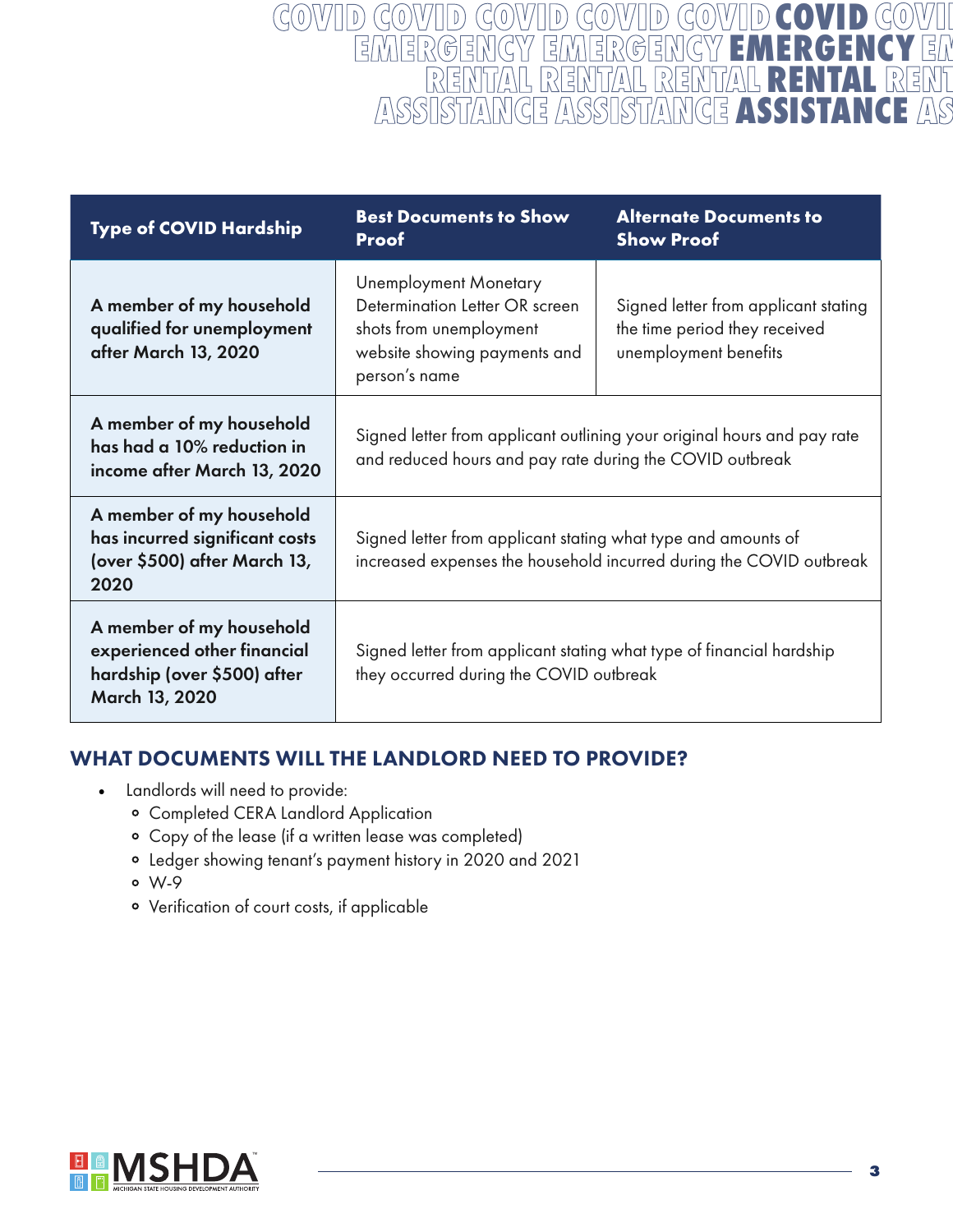| Type of COVID Hardship | Best Documents to Show Proof | Alternate Documents to Show Proof |
| --- | --- | --- |
| **A member of my household qualified for unemployment after March 13, 2020** | Unemployment Monetary Determination Letter OR screen shots from unemployment website showing payments and person's name | Signed letter from applicant stating the time period they received unemployment benefits |
| **A member of my household has had a 10% reduction in income after March 13, 2020** | Signed letter from applicant outlining your original hours and pay rate and reduced hours and pay rate during the COVID outbreak | |
| **A member of my household has incurred significant costs (over $500) after March 13, 2020** | Signed letter from applicant stating what type and amounts of increased expenses the household incurred during the COVID outbreak | |
| **A member of my household experienced other financial hardship (over $500) after March 13, 2020** | Signed letter from applicant stating what type of financial hardship they occurred during the COVID outbreak | |

## WHAT DOCUMENTS WILL THE LANDLORD NEED TO PROVIDE?

- Landlords will need to provide:
  - Completed CERA Landlord Application
  - Copy of the lease (if a written lease was completed)
  - Ledger showing tenant's payment history in 2020 and 2021
  - W-9
  - Verification of court costs, if applicable